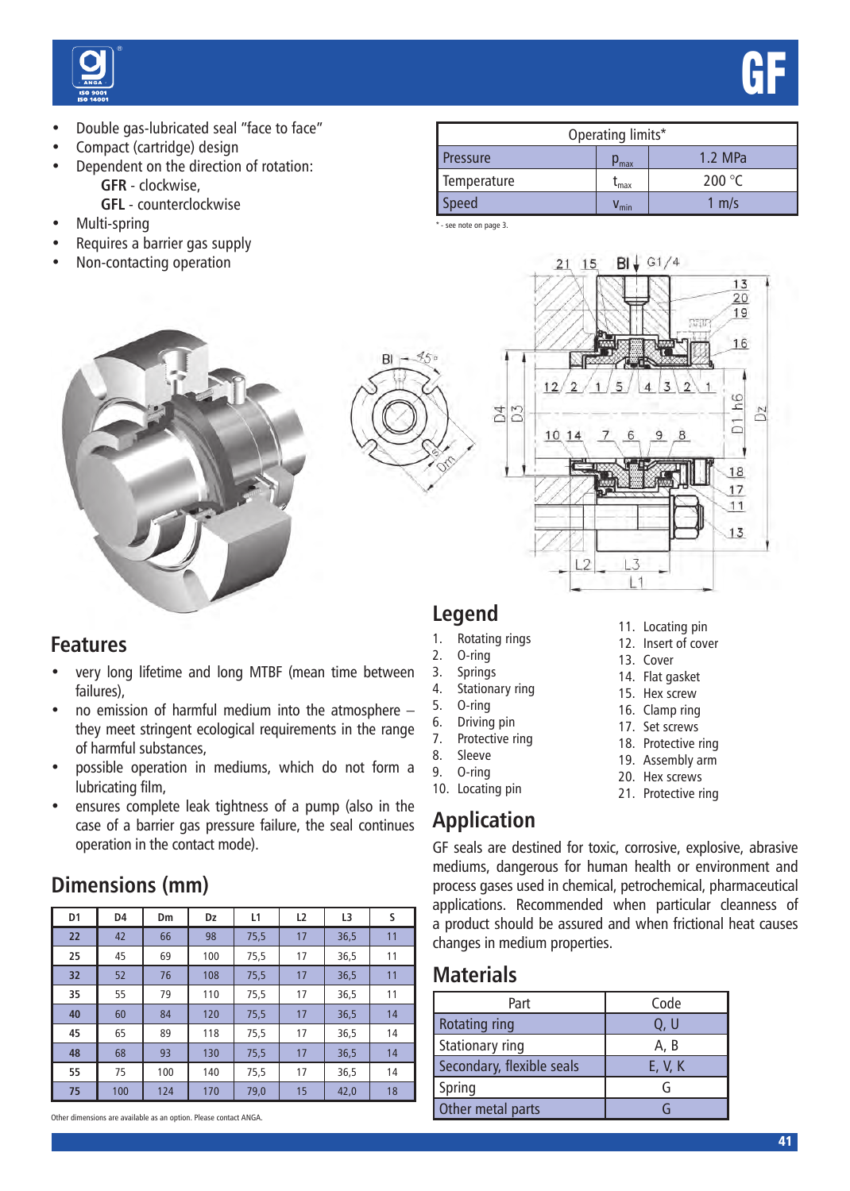# GF

- Double gas-lubricated seal "face to face"
- Compact (cartridge) design
- Dependent on the direction of rotation:
  - **GFR** - clockwise,
  - **GFL** - counterclockwise
- Multi-spring
- Requires a barrier gas supply
- Non-contacting operation

| Operating limits* | | |
|---|---|---|
| Pressure | $p_{max}$ | 1.2 MPa |
| Temperature | $t_{max}$ | 200 °C |
| Speed | $v_{min}$ | 1 m/s |

\* - see note on page 3.

## Features

- very long lifetime and long MTBF (mean time between failures),
- no emission of harmful medium into the atmosphere – they meet stringent ecological requirements in the range of harmful substances,
- possible operation in mediums, which do not form a lubricating film,
- ensures complete leak tightness of a pump (also in the case of a barrier gas pressure failure, the seal continues operation in the contact mode).

## Legend

1. Rotating rings
2. O-ring
3. Springs
4. Stationary ring
5. O-ring
6. Driving pin
7. Protective ring
8. Sleeve
9. O-ring
10. Locating pin
11. Locating pin
12. Insert of cover
13. Cover
14. Flat gasket
15. Hex screw
16. Clamp ring
17. Set screws
18. Protective ring
19. Assembly arm
20. Hex screws
21. Protective ring

## Application

GF seals are destined for toxic, corrosive, explosive, abrasive mediums, dangerous for human health or environment and process gases used in chemical, petrochemical, pharmaceutical applications. Recommended when particular cleanness of a product should be assured and when frictional heat causes changes in medium properties.

## Dimensions (mm)

| D1 | D4 | Dm | Dz | L1 | L2 | L3 | S |
|---|---|---|---|---|---|---|---|
| 22 | 42 | 66 | 98 | 75,5 | 17 | 36,5 | 11 |
| 25 | 45 | 69 | 100 | 75,5 | 17 | 36,5 | 11 |
| 32 | 52 | 76 | 108 | 75,5 | 17 | 36,5 | 11 |
| 35 | 55 | 79 | 110 | 75,5 | 17 | 36,5 | 11 |
| 40 | 60 | 84 | 120 | 75,5 | 17 | 36,5 | 14 |
| 45 | 65 | 89 | 118 | 75,5 | 17 | 36,5 | 14 |
| 48 | 68 | 93 | 130 | 75,5 | 17 | 36,5 | 14 |
| 55 | 75 | 100 | 140 | 75,5 | 17 | 36,5 | 14 |
| 75 | 100 | 124 | 170 | 79,0 | 15 | 42,0 | 18 |

Other dimensions are available as an option. Please contact ANGA.

## Materials

| Part | Code |
|---|---|
| Rotating ring | Q, U |
| Stationary ring | A, B |
| Secondary, flexible seals | E, V, K |
| Spring | G |
| Other metal parts | G |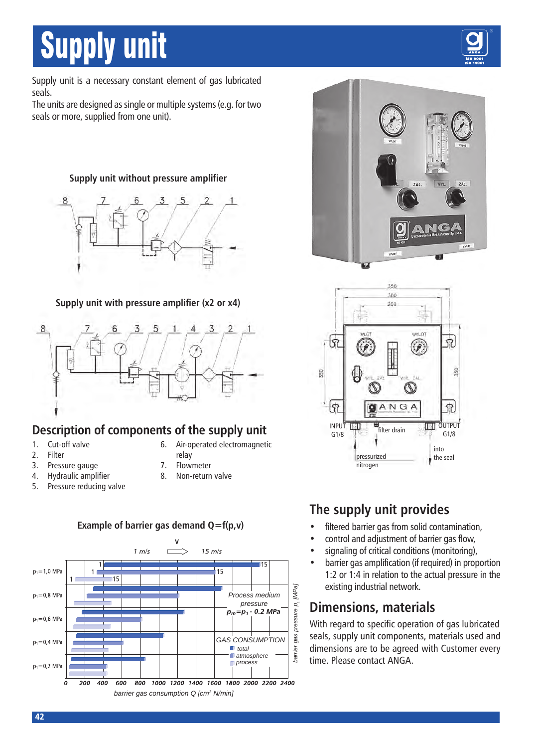# Supply unit

Supply unit is a necessary constant element of gas lubricated seals.
The units are designed as single or multiple systems (e.g. for two seals or more, supplied from one unit).

**Supply unit without pressure amplifier**

8 7 6 3 5 2 1

**Supply unit with pressure amplifier (x2 or x4)**

8 7 6 3 5 1 4 3 2 1

## Description of components of the supply unit

1. Cut-off valve
2. Filter
3. Pressure gauge
4. Hydraulic amplifier
5. Pressure reducing valve
6. Air-operated electromagnetic relay
7. Flowmeter
8. Non-return valve

350
300
200
350
350
WLOT
WYLOT
INPUT G1/8
filter drain
OUTPUT G1/8
pressurized nitrogen
into the seal

**Example of barrier gas demand Q=f(p,v)**

v
1 m/s
15 m/s
$p_1$=1,0 MPa
$p_1$=0,8 MPa
$p_1$=0,6 MPa
$p_1$=0,4 MPa
$p_1$=0,2 MPa
1
15
Process medium pressure
$p_m$=$p_1$ - 0.2 MPa
GAS CONSUMPTION
total
atmosphere
process
barrier gas pressure $p_1$ [MPa]
0 200 400 600 800 1000 1200 1400 1600 1800 2000 2200 2400
barrier gas consumption Q [$cm^3$ N/min]

## The supply unit provides

- filtered barrier gas from solid contamination,
- control and adjustment of barrier gas flow,
- signaling of critical conditions (monitoring),
- barrier gas amplification (if required) in proportion 1:2 or 1:4 in relation to the actual pressure in the existing industrial network.

## Dimensions, materials

With regard to specific operation of gas lubricated seals, supply unit components, materials used and dimensions are to be agreed with Customer every time. Please contact ANGA.